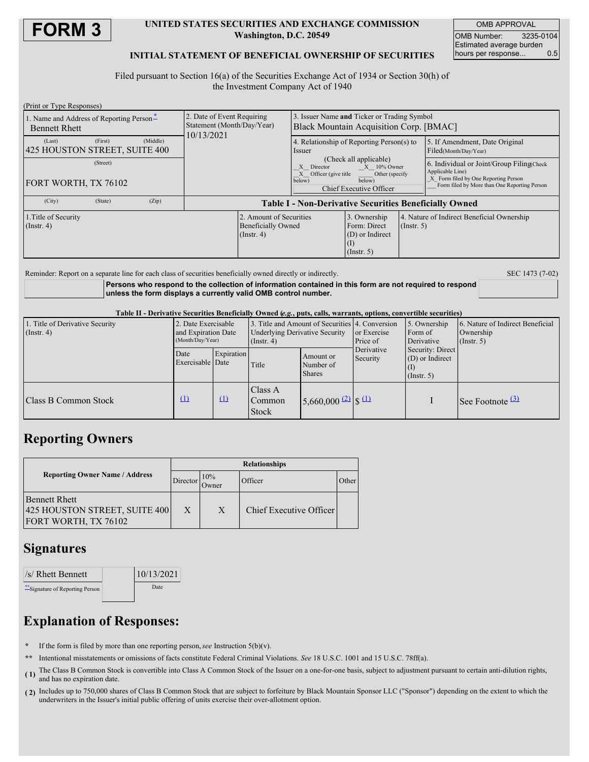# FORM 3

**UNITED STATES SECURITIES AND EXCHANGE COMMISSION**
**Washington, D.C. 20549**

**INITIAL STATEMENT OF BENEFICIAL OWNERSHIP OF SECURITIES**

| OMB APPROVAL | |
|---|---|
| OMB Number: | 3235-0104 |
| Estimated average burden hours per response... | 0.5 |

Filed pursuant to Section 16(a) of the Securities Exchange Act of 1934 or Section 30(h) of the Investment Company Act of 1940

(Print or Type Responses)

| 1. Name and Address of Reporting Person* | 2. Date of Event Requiring Statement (Month/Day/Year) | 3. Issuer Name **and** Ticker or Trading Symbol | |
|---|---|---|---|
| Bennett Rhett<br>(Last) (First) (Middle)<br>425 HOUSTON STREET, SUITE 400<br>(Street)<br>FORT WORTH, TX 76102<br>(City) (State) (Zip) | 10/13/2021 | Black Mountain Acquisition Corp. [BMAC] | |
| | | 4. Relationship of Reporting Person(s) to Issuer (Check all applicable)<br>_X_ Director _X_ 10% Owner<br>_X_ Officer (give title below) ___ Other (specify below)<br>Chief Executive Officer | 5. If Amendment, Date Original Filed(Month/Day/Year)<br><br>6. Individual or Joint/Group Filing(Check Applicable Line)<br>_X_ Form filed by One Reporting Person<br>___ Form filed by More than One Reporting Person |

**Table I - Non-Derivative Securities Beneficially Owned**

| 1.Title of Security (Instr. 4) | 2. Amount of Securities Beneficially Owned (Instr. 4) | 3. Ownership Form: Direct (D) or Indirect (I) (Instr. 5) | 4. Nature of Indirect Beneficial Ownership (Instr. 5) |
|---|---|---|---|

Reminder: Report on a separate line for each class of securities beneficially owned directly or indirectly.

**Persons who respond to the collection of information contained in this form are not required to respond unless the form displays a currently valid OMB control number.**

SEC 1473 (7-02)

**Table II - Derivative Securities Beneficially Owned (*e.g.*, puts, calls, warrants, options, convertible securities)**

| 1. Title of Derivative Security (Instr. 4) | 2. Date Exercisable and Expiration Date (Month/Day/Year) | | 3. Title and Amount of Securities Underlying Derivative Security (Instr. 4) | | 4. Conversion or Exercise Price of Derivative Security | 5. Ownership Form of Derivative Security: Direct (D) or Indirect (I) (Instr. 5) | 6. Nature of Indirect Beneficial Ownership (Instr. 5) |
|---|---|---|---|---|---|---|---|
| | Date Exercisable | Expiration Date | Title | Amount or Number of Shares | | | |
| Class B Common Stock | (1) | (1) | Class A Common Stock | 5,660,000 (2) | $ (1) | I | See Footnote (3) |

## Reporting Owners

| Reporting Owner Name / Address | Relationships | | | |
|---|---|---|---|---|
| | Director | 10% Owner | Officer | Other |
| Bennett Rhett<br>425 HOUSTON STREET, SUITE 400<br>FORT WORTH, TX 76102 | X | X | Chief Executive Officer | |

## Signatures

| /s/ Rhett Bennett | 10/13/2021 |
|---|---|
| **Signature of Reporting Person | Date |

## Explanation of Responses:

\* If the form is filed by more than one reporting person, *see* Instruction 5(b)(v).

\*\* Intentional misstatements or omissions of facts constitute Federal Criminal Violations. *See* 18 U.S.C. 1001 and 15 U.S.C. 78ff(a).

**( 1)** The Class B Common Stock is convertible into Class A Common Stock of the Issuer on a one-for-one basis, subject to adjustment pursuant to certain anti-dilution rights, and has no expiration date.

**( 2)** Includes up to 750,000 shares of Class B Common Stock that are subject to forfeiture by Black Mountain Sponsor LLC ("Sponsor") depending on the extent to which the underwriters in the Issuer's initial public offering of units exercise their over-allotment option.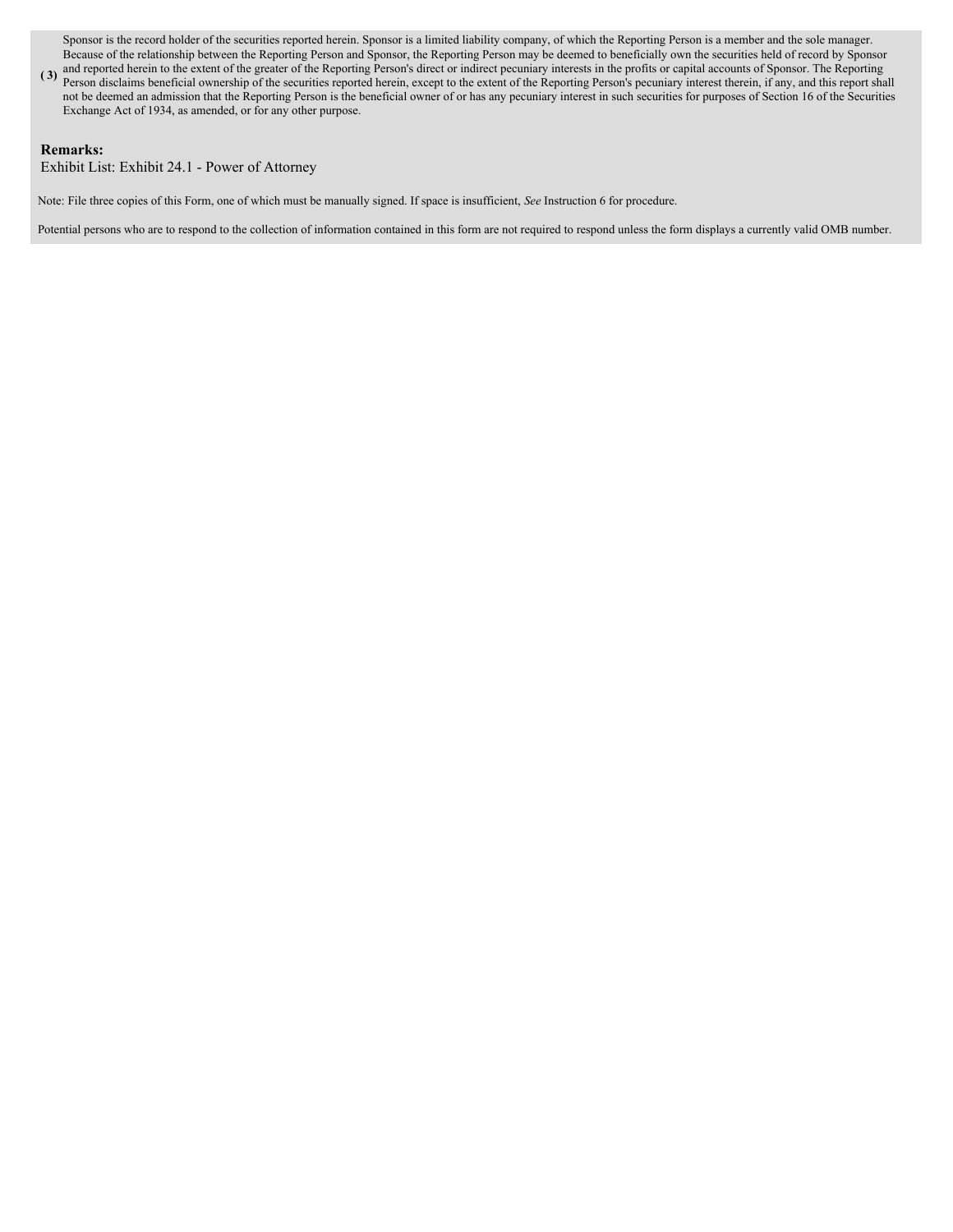(3) Sponsor is the record holder of the securities reported herein. Sponsor is a limited liability company, of which the Reporting Person is a member and the sole manager. Because of the relationship between the Reporting Person and Sponsor, the Reporting Person may be deemed to beneficially own the securities held of record by Sponsor and reported herein to the extent of the greater of the Reporting Person's direct or indirect pecuniary interests in the profits or capital accounts of Sponsor. The Reporting Person disclaims beneficial ownership of the securities reported herein, except to the extent of the Reporting Person's pecuniary interest therein, if any, and this report shall not be deemed an admission that the Reporting Person is the beneficial owner of or has any pecuniary interest in such securities for purposes of Section 16 of the Securities Exchange Act of 1934, as amended, or for any other purpose.

**Remarks:**

Exhibit List: Exhibit 24.1 - Power of Attorney

Note: File three copies of this Form, one of which must be manually signed. If space is insufficient, *See* Instruction 6 for procedure.

Potential persons who are to respond to the collection of information contained in this form are not required to respond unless the form displays a currently valid OMB number.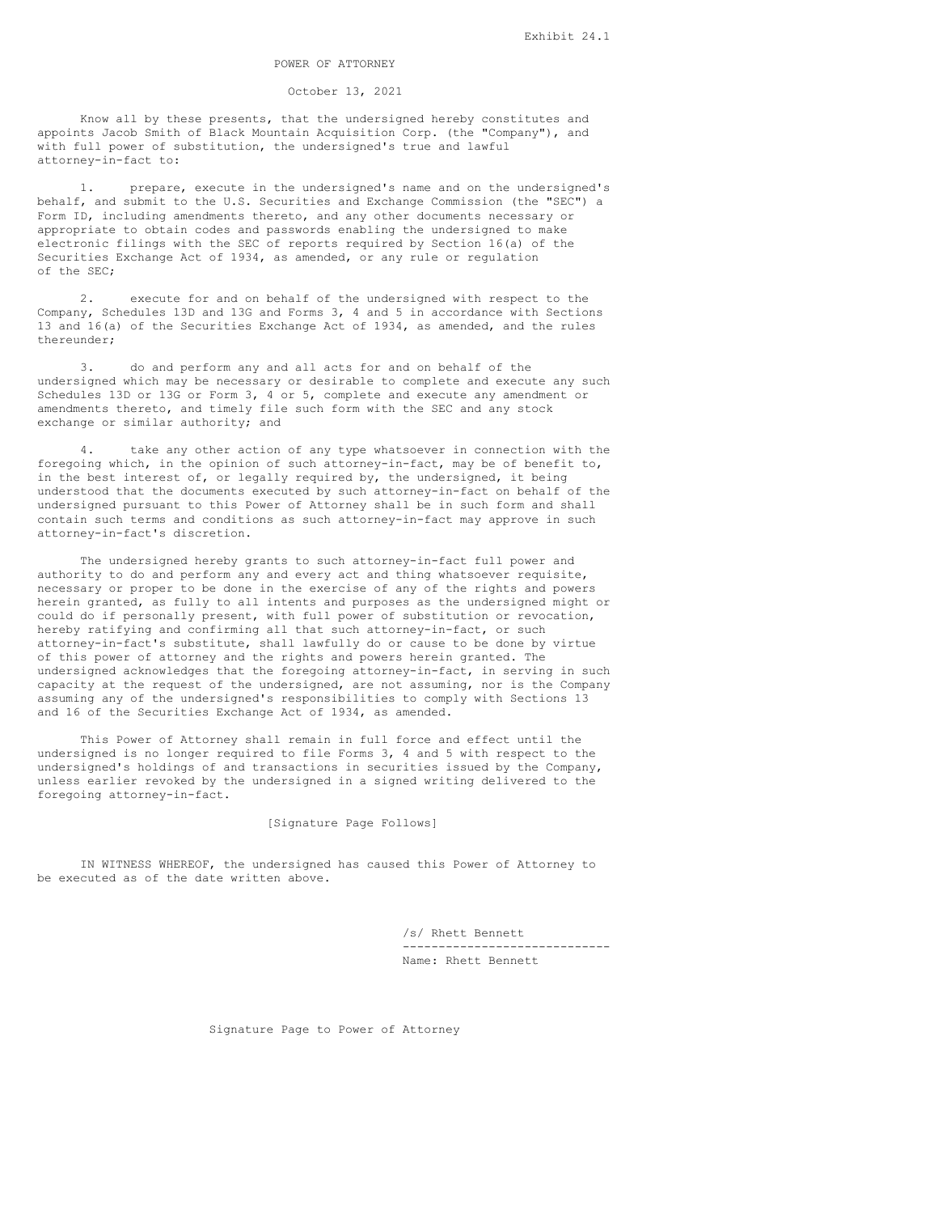Exhibit 24.1

# POWER OF ATTORNEY

October 13, 2021

Know all by these presents, that the undersigned hereby constitutes and appoints Jacob Smith of Black Mountain Acquisition Corp. (the "Company"), and with full power of substitution, the undersigned's true and lawful attorney-in-fact to:

1. prepare, execute in the undersigned's name and on the undersigned's behalf, and submit to the U.S. Securities and Exchange Commission (the "SEC") a Form ID, including amendments thereto, and any other documents necessary or appropriate to obtain codes and passwords enabling the undersigned to make electronic filings with the SEC of reports required by Section 16(a) of the Securities Exchange Act of 1934, as amended, or any rule or regulation of the SEC;

2. execute for and on behalf of the undersigned with respect to the Company, Schedules 13D and 13G and Forms 3, 4 and 5 in accordance with Sections 13 and 16(a) of the Securities Exchange Act of 1934, as amended, and the rules thereunder;

3. do and perform any and all acts for and on behalf of the undersigned which may be necessary or desirable to complete and execute any such Schedules 13D or 13G or Form 3, 4 or 5, complete and execute any amendment or amendments thereto, and timely file such form with the SEC and any stock exchange or similar authority; and

4. take any other action of any type whatsoever in connection with the foregoing which, in the opinion of such attorney-in-fact, may be of benefit to, in the best interest of, or legally required by, the undersigned, it being understood that the documents executed by such attorney-in-fact on behalf of the undersigned pursuant to this Power of Attorney shall be in such form and shall contain such terms and conditions as such attorney-in-fact may approve in such attorney-in-fact's discretion.

The undersigned hereby grants to such attorney-in-fact full power and authority to do and perform any and every act and thing whatsoever requisite, necessary or proper to be done in the exercise of any of the rights and powers herein granted, as fully to all intents and purposes as the undersigned might or could do if personally present, with full power of substitution or revocation, hereby ratifying and confirming all that such attorney-in-fact, or such attorney-in-fact's substitute, shall lawfully do or cause to be done by virtue of this power of attorney and the rights and powers herein granted. The undersigned acknowledges that the foregoing attorney-in-fact, in serving in such capacity at the request of the undersigned, are not assuming, nor is the Company assuming any of the undersigned's responsibilities to comply with Sections 13 and 16 of the Securities Exchange Act of 1934, as amended.

This Power of Attorney shall remain in full force and effect until the undersigned is no longer required to file Forms 3, 4 and 5 with respect to the undersigned's holdings of and transactions in securities issued by the Company, unless earlier revoked by the undersigned in a signed writing delivered to the foregoing attorney-in-fact.

[Signature Page Follows]

IN WITNESS WHEREOF, the undersigned has caused this Power of Attorney to be executed as of the date written above.

/s/ Rhett Bennett

-----------------------------

Name: Rhett Bennett

Signature Page to Power of Attorney